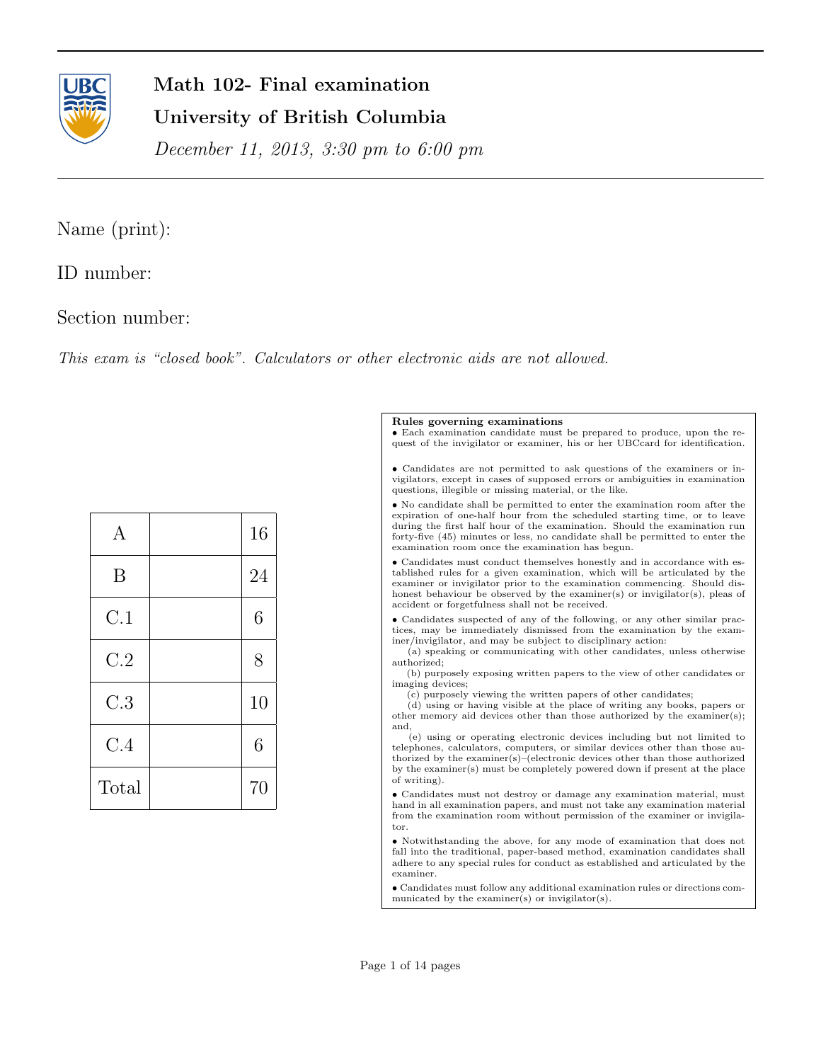# Math 102- Final examination

## University of British Columbia

*December 11, 2013, 3:30 pm to 6:00 pm*

Name (print):

ID number:

Section number:

*This exam is "closed book". Calculators or other electronic aids are not allowed.*

| | | |
|---|---|---|
| A | | 16 |
| B | | 24 |
| C.1 | | 6 |
| C.2 | | 8 |
| C.3 | | 10 |
| C.4 | | 6 |
| Total | | 70 |

**Rules governing examinations**

- Each examination candidate must be prepared to produce, upon the request of the invigilator or examiner, his or her UBCcard for identification.
- Candidates are not permitted to ask questions of the examiners or invigilators, except in cases of supposed errors or ambiguities in examination questions, illegible or missing material, or the like.
- No candidate shall be permitted to enter the examination room after the expiration of one-half hour from the scheduled starting time, or to leave during the first half hour of the examination. Should the examination run forty-five (45) minutes or less, no candidate shall be permitted to enter the examination room once the examination has begun.
- Candidates must conduct themselves honestly and in accordance with established rules for a given examination, which will be articulated by the examiner or invigilator prior to the examination commencing. Should dishonest behaviour be observed by the examiner(s) or invigilator(s), pleas of accident or forgetfulness shall not be received.
- Candidates suspected of any of the following, or any other similar practices, may be immediately dismissed from the examination by the examiner/invigilator, and may be subject to disciplinary action:
  (a) speaking or communicating with other candidates, unless otherwise authorized;
  (b) purposely exposing written papers to the view of other candidates or imaging devices;
  (c) purposely viewing the written papers of other candidates;
  (d) using or having visible at the place of writing any books, papers or other memory aid devices other than those authorized by the examiner(s); and,
  (e) using or operating electronic devices including but not limited to telephones, calculators, computers, or similar devices other than those authorized by the examiner(s)–(electronic devices other than those authorized by the examiner(s) must be completely powered down if present at the place of writing).
- Candidates must not destroy or damage any examination material, must hand in all examination papers, and must not take any examination material from the examination room without permission of the examiner or invigilator.
- Notwithstanding the above, for any mode of examination that does not fall into the traditional, paper-based method, examination candidates shall adhere to any special rules for conduct as established and articulated by the examiner.
- Candidates must follow any additional examination rules or directions communicated by the examiner(s) or invigilator(s).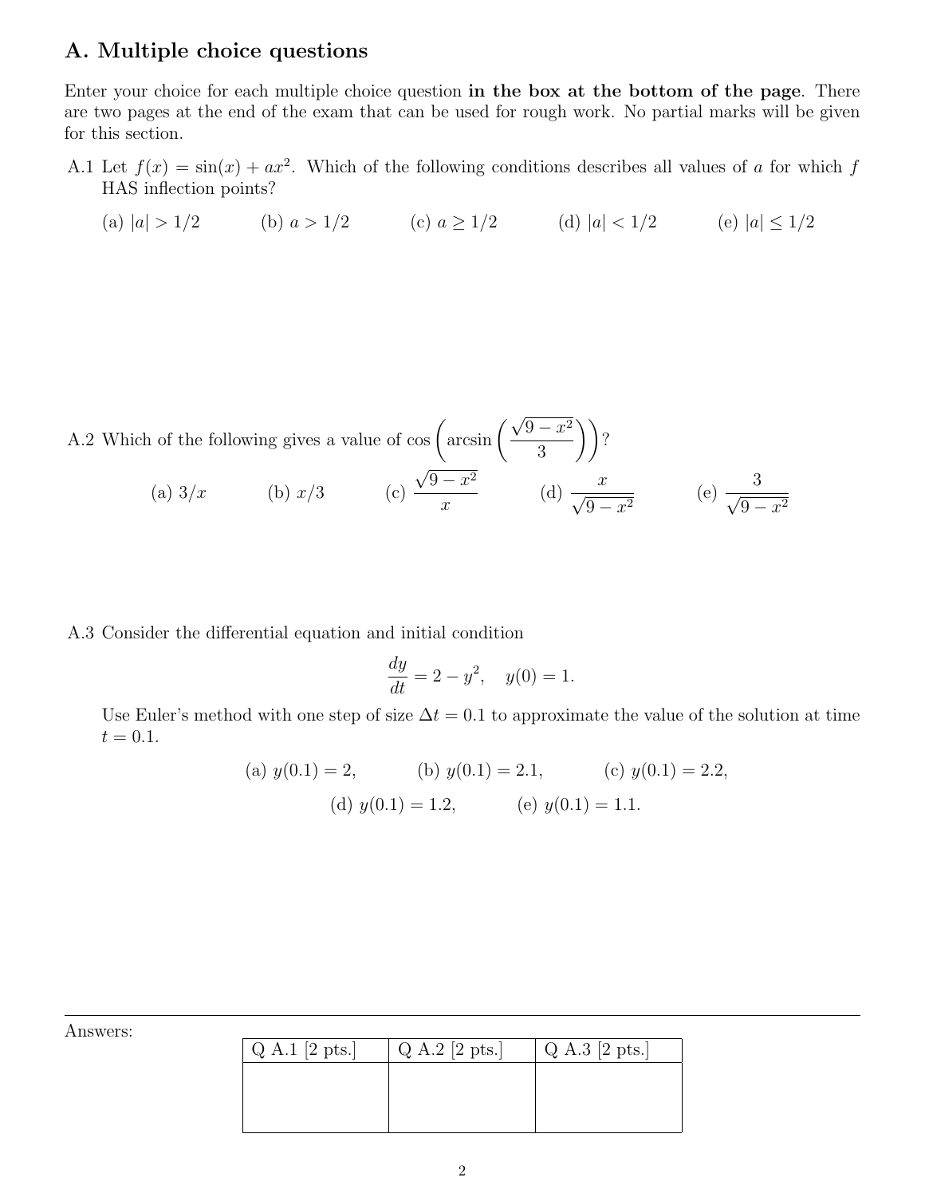## A. Multiple choice questions

Enter your choice for each multiple choice question **in the box at the bottom of the page**. There are two pages at the end of the exam that can be used for rough work. No partial marks will be given for this section.

A.1 Let $f(x) = \sin(x) + ax^2$. Which of the following conditions describes all values of $a$ for which $f$ HAS inflection points?

(a) $|a| > 1/2$ (b) $a > 1/2$ (c) $a \geq 1/2$ (d) $|a| < 1/2$ (e) $|a| \leq 1/2$

A.2 Which of the following gives a value of $\cos\left(\arcsin\left(\frac{\sqrt{9-x^2}}{3}\right)\right)$?

(a) $3/x$ (b) $x/3$ (c) $\dfrac{\sqrt{9-x^2}}{x}$ (d) $\dfrac{x}{\sqrt{9-x^2}}$ (e) $\dfrac{3}{\sqrt{9-x^2}}$

A.3 Consider the differential equation and initial condition

$$\frac{dy}{dt} = 2 - y^2, \quad y(0) = 1.$$

Use Euler's method with one step of size $\Delta t = 0.1$ to approximate the value of the solution at time $t = 0.1$.

(a) $y(0.1) = 2$, (b) $y(0.1) = 2.1$, (c) $y(0.1) = 2.2$,

(d) $y(0.1) = 1.2$, (e) $y(0.1) = 1.1$.

Answers:

| Q A.1 [2 pts.] | Q A.2 [2 pts.] | Q A.3 [2 pts.] |
| --- | --- | --- |
| | | |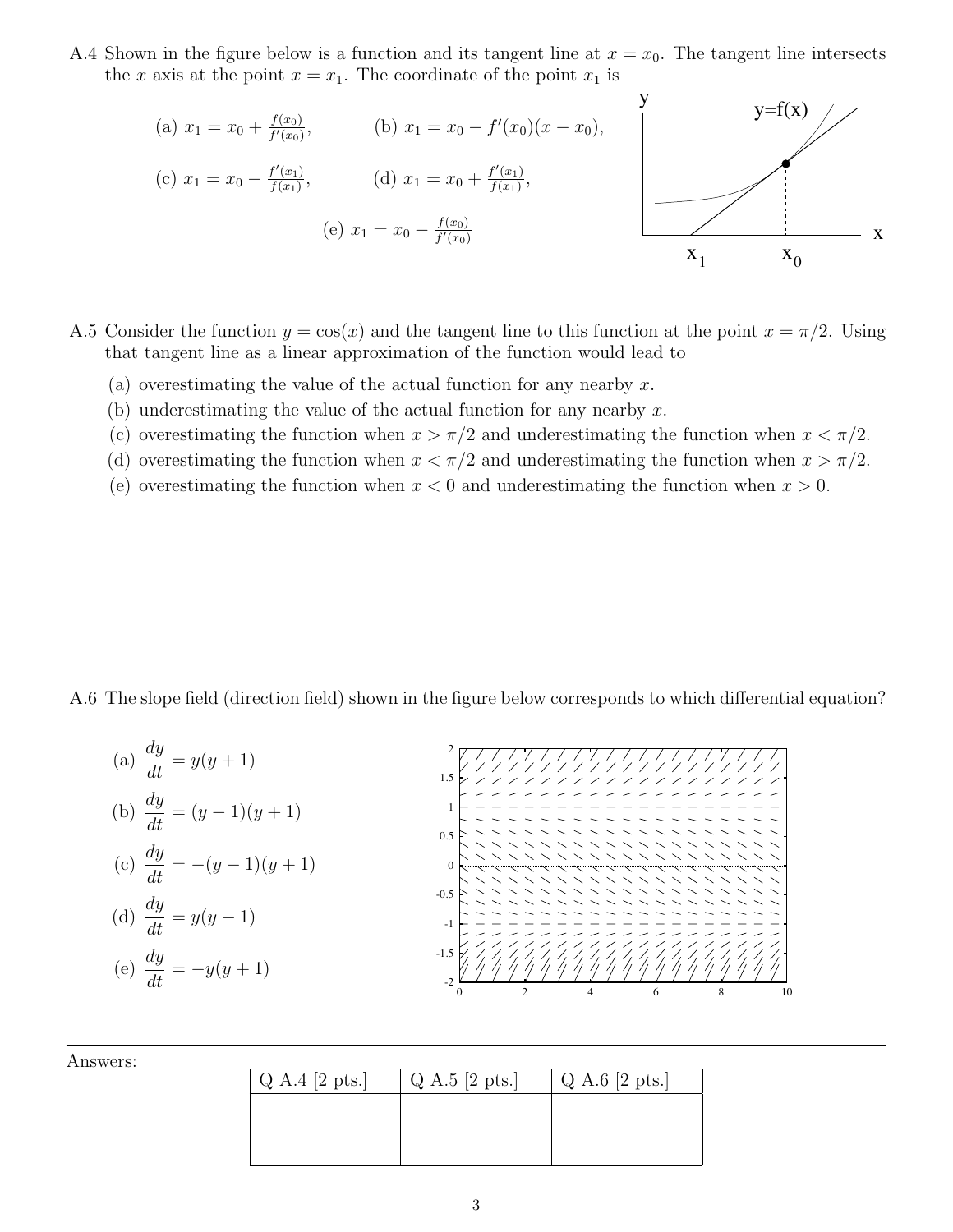A.4 Shown in the figure below is a function and its tangent line at $x = x_0$. The tangent line intersects the $x$ axis at the point $x = x_1$. The coordinate of the point $x_1$ is

(a) $x_1 = x_0 + \frac{f(x_0)}{f'(x_0)}$, (b) $x_1 = x_0 - f'(x_0)(x - x_0)$,

(c) $x_1 = x_0 - \frac{f'(x_1)}{f(x_1)}$, (d) $x_1 = x_0 + \frac{f'(x_1)}{f(x_1)}$,

(e) $x_1 = x_0 - \frac{f(x_0)}{f'(x_0)}$

A.5 Consider the function $y = \cos(x)$ and the tangent line to this function at the point $x = \pi/2$. Using that tangent line as a linear approximation of the function would lead to

(a) overestimating the value of the actual function for any nearby $x$.
(b) underestimating the value of the actual function for any nearby $x$.
(c) overestimating the function when $x > \pi/2$ and underestimating the function when $x < \pi/2$.
(d) overestimating the function when $x < \pi/2$ and underestimating the function when $x > \pi/2$.
(e) overestimating the function when $x < 0$ and underestimating the function when $x > 0$.

A.6 The slope field (direction field) shown in the figure below corresponds to which differential equation?

(a) $\dfrac{dy}{dt} = y(y+1)$

(b) $\dfrac{dy}{dt} = (y-1)(y+1)$

(c) $\dfrac{dy}{dt} = -(y-1)(y+1)$

(d) $\dfrac{dy}{dt} = y(y-1)$

(e) $\dfrac{dy}{dt} = -y(y+1)$

Answers:

| Q A.4 [2 pts.] | Q A.5 [2 pts.] | Q A.6 [2 pts.] |
|---|---|---|
| | | |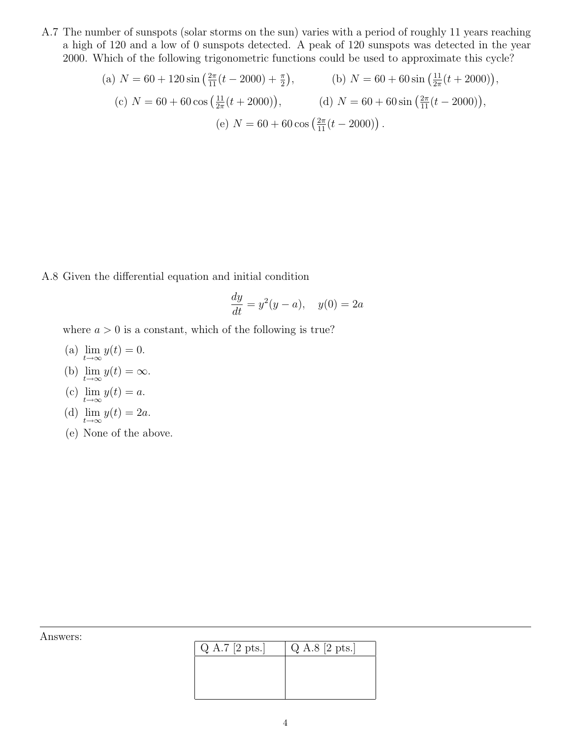A.7 The number of sunspots (solar storms on the sun) varies with a period of roughly 11 years reaching a high of 120 and a low of 0 sunspots detected. A peak of 120 sunspots was detected in the year 2000. Which of the following trigonometric functions could be used to approximate this cycle?

(a) $N = 60 + 120\sin\left(\frac{2\pi}{11}(t-2000) + \frac{\pi}{2}\right)$,

(b) $N = 60 + 60\sin\left(\frac{11}{2\pi}(t+2000)\right)$,

(c) $N = 60 + 60\cos\left(\frac{11}{2\pi}(t+2000)\right)$,

(d) $N = 60 + 60\sin\left(\frac{2\pi}{11}(t-2000)\right)$,

(e) $N = 60 + 60\cos\left(\frac{2\pi}{11}(t-2000)\right)$.

A.8 Given the differential equation and initial condition

$$\frac{dy}{dt} = y^2(y-a), \quad y(0) = 2a$$

where $a > 0$ is a constant, which of the following is true?

(a) $\lim_{t\to\infty} y(t) = 0$.

(b) $\lim_{t\to\infty} y(t) = \infty$.

(c) $\lim_{t\to\infty} y(t) = a$.

(d) $\lim_{t\to\infty} y(t) = 2a$.

(e) None of the above.

Answers:

| Q A.7 [2 pts.] | Q A.8 [2 pts.] |
| --- | --- |
| | |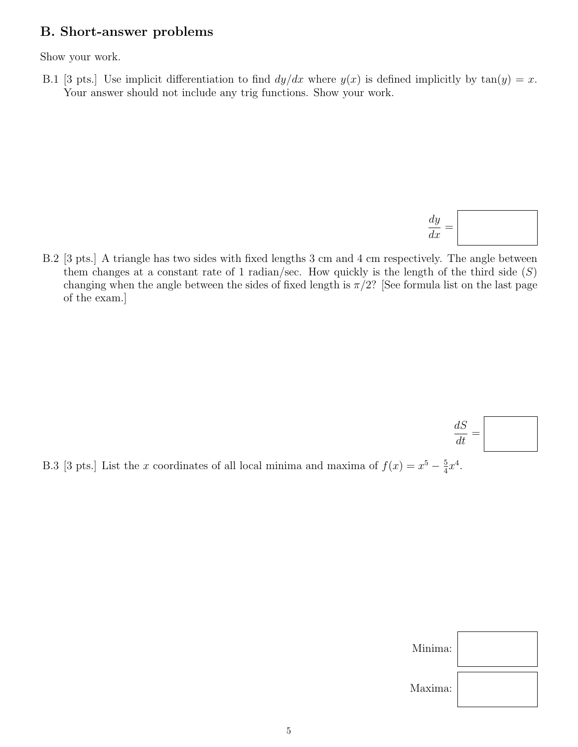## B. Short-answer problems

Show your work.

B.1 [3 pts.] Use implicit differentiation to find $dy/dx$ where $y(x)$ is defined implicitly by $\tan(y) = x$. Your answer should not include any trig functions. Show your work.

$$\frac{dy}{dx} = \boxed{\phantom{xxxxxx}}$$

B.2 [3 pts.] A triangle has two sides with fixed lengths 3 cm and 4 cm respectively. The angle between them changes at a constant rate of 1 radian/sec. How quickly is the length of the third side ($S$) changing when the angle between the sides of fixed length is $\pi/2$? [See formula list on the last page of the exam.]

$$\frac{dS}{dt} = \boxed{\phantom{xxxxxx}}$$

B.3 [3 pts.] List the $x$ coordinates of all local minima and maxima of $f(x) = x^5 - \frac{5}{4}x^4$.

Minima: $\boxed{\phantom{xxxxxx}}$

Maxima: $\boxed{\phantom{xxxxxx}}$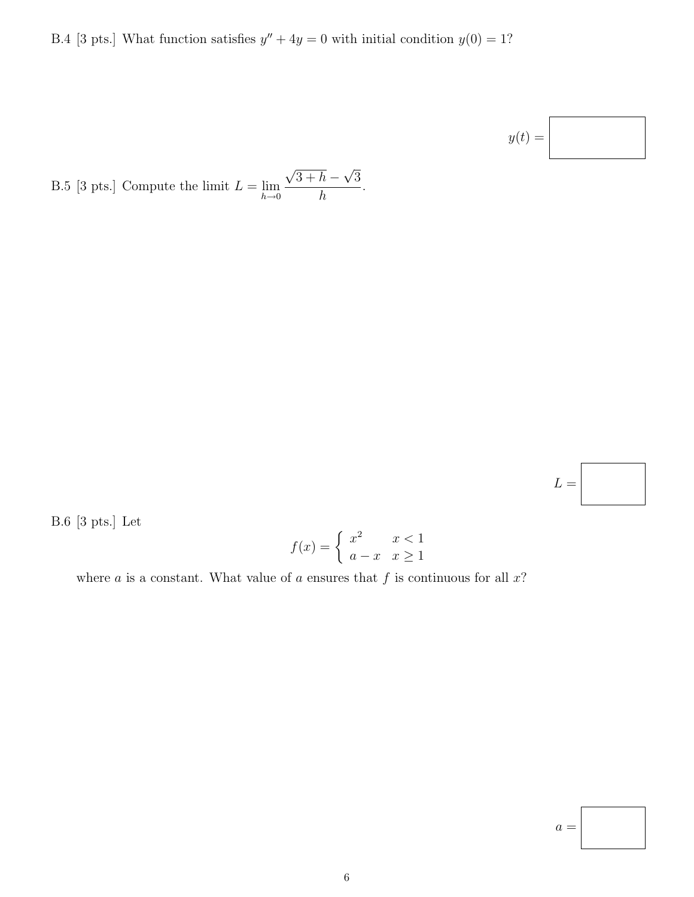B.4 [3 pts.] What function satisfies $y'' + 4y = 0$ with initial condition $y(0) = 1$?

$y(t) =$ ☐

B.5 [3 pts.] Compute the limit $L = \lim_{h \to 0} \frac{\sqrt{3+h} - \sqrt{3}}{h}$.

$L =$ ☐

B.6 [3 pts.] Let

$$f(x) = \begin{cases} x^2 & x < 1 \\ a - x & x \geq 1 \end{cases}$$

where $a$ is a constant. What value of $a$ ensures that $f$ is continuous for all $x$?

$a =$ ☐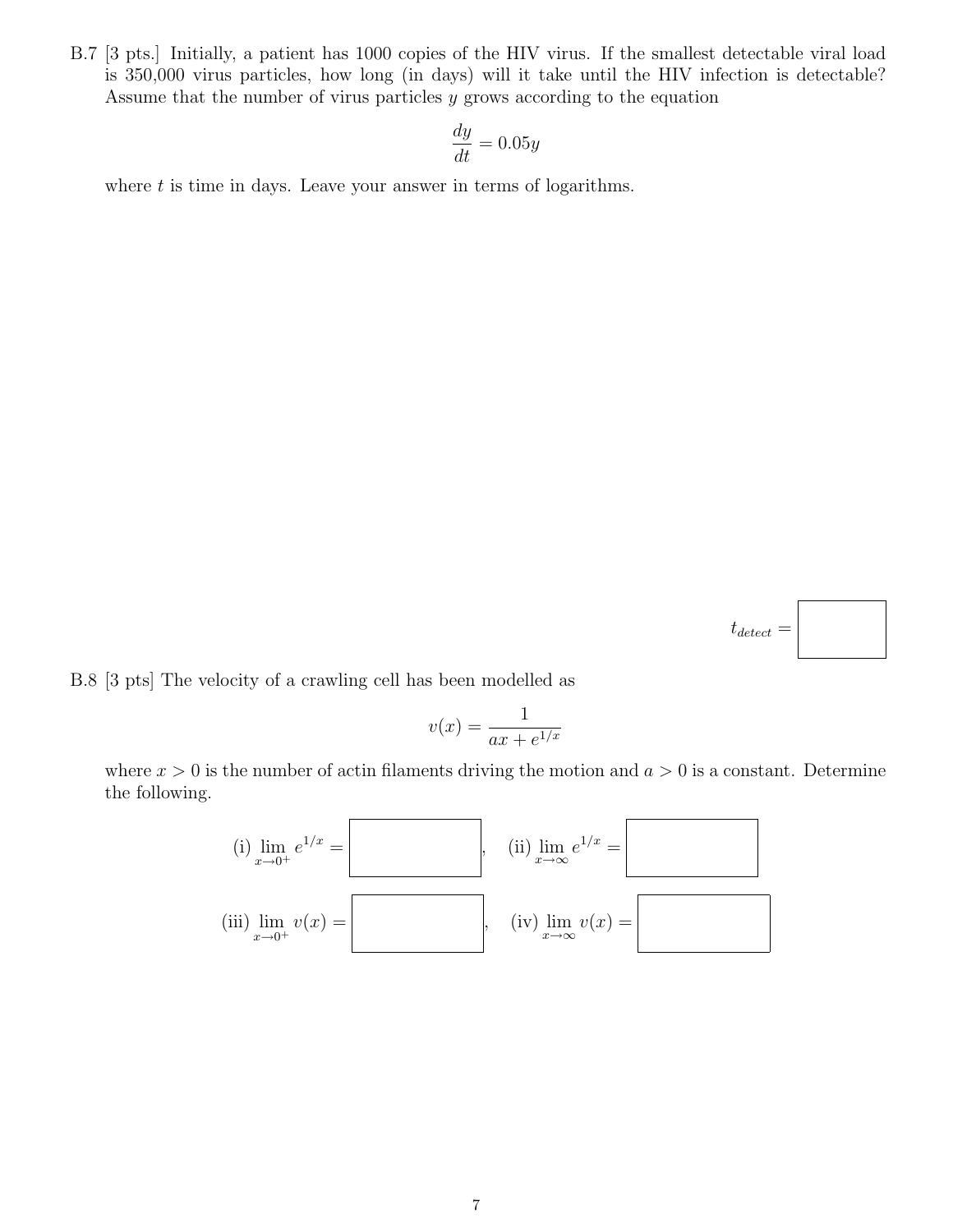B.7 [3 pts.] Initially, a patient has 1000 copies of the HIV virus. If the smallest detectable viral load is 350,000 virus particles, how long (in days) will it take until the HIV infection is detectable? Assume that the number of virus particles $y$ grows according to the equation

$$\frac{dy}{dt} = 0.05y$$

where $t$ is time in days. Leave your answer in terms of logarithms.

$t_{detect} =$ ______

B.8 [3 pts] The velocity of a crawling cell has been modelled as

$$v(x) = \frac{1}{ax + e^{1/x}}$$

where $x > 0$ is the number of actin filaments driving the motion and $a > 0$ is a constant. Determine the following.

(i) $\lim_{x \to 0^+} e^{1/x} =$ ______ , (ii) $\lim_{x \to \infty} e^{1/x} =$ ______

(iii) $\lim_{x \to 0^+} v(x) =$ ______ , (iv) $\lim_{x \to \infty} v(x) =$ ______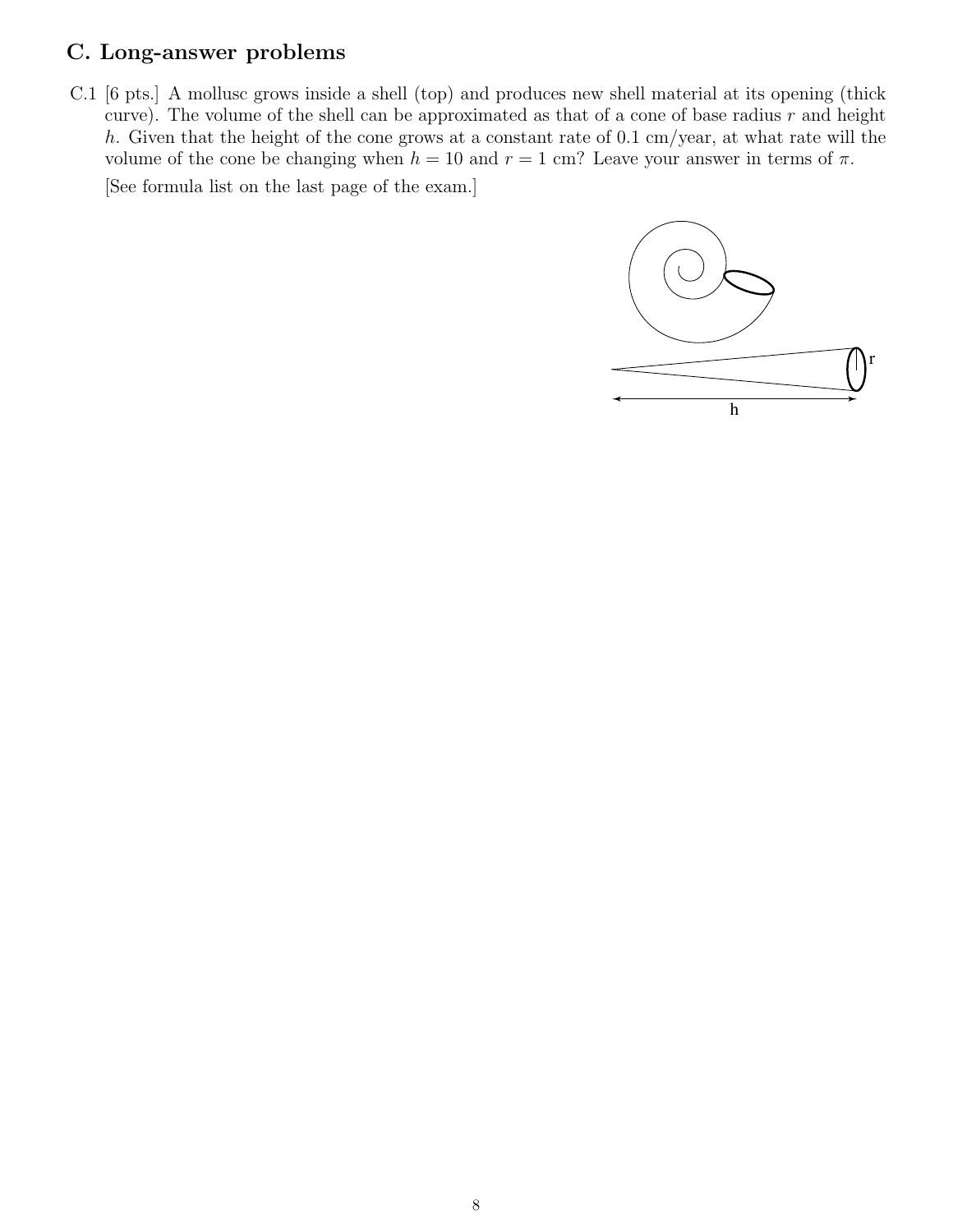## C. Long-answer problems

C.1 [6 pts.] A mollusc grows inside a shell (top) and produces new shell material at its opening (thick curve). The volume of the shell can be approximated as that of a cone of base radius $r$ and height $h$. Given that the height of the cone grows at a constant rate of 0.1 cm/year, at what rate will the volume of the cone be changing when $h = 10$ and $r = 1$ cm? Leave your answer in terms of $\pi$.

[See formula list on the last page of the exam.]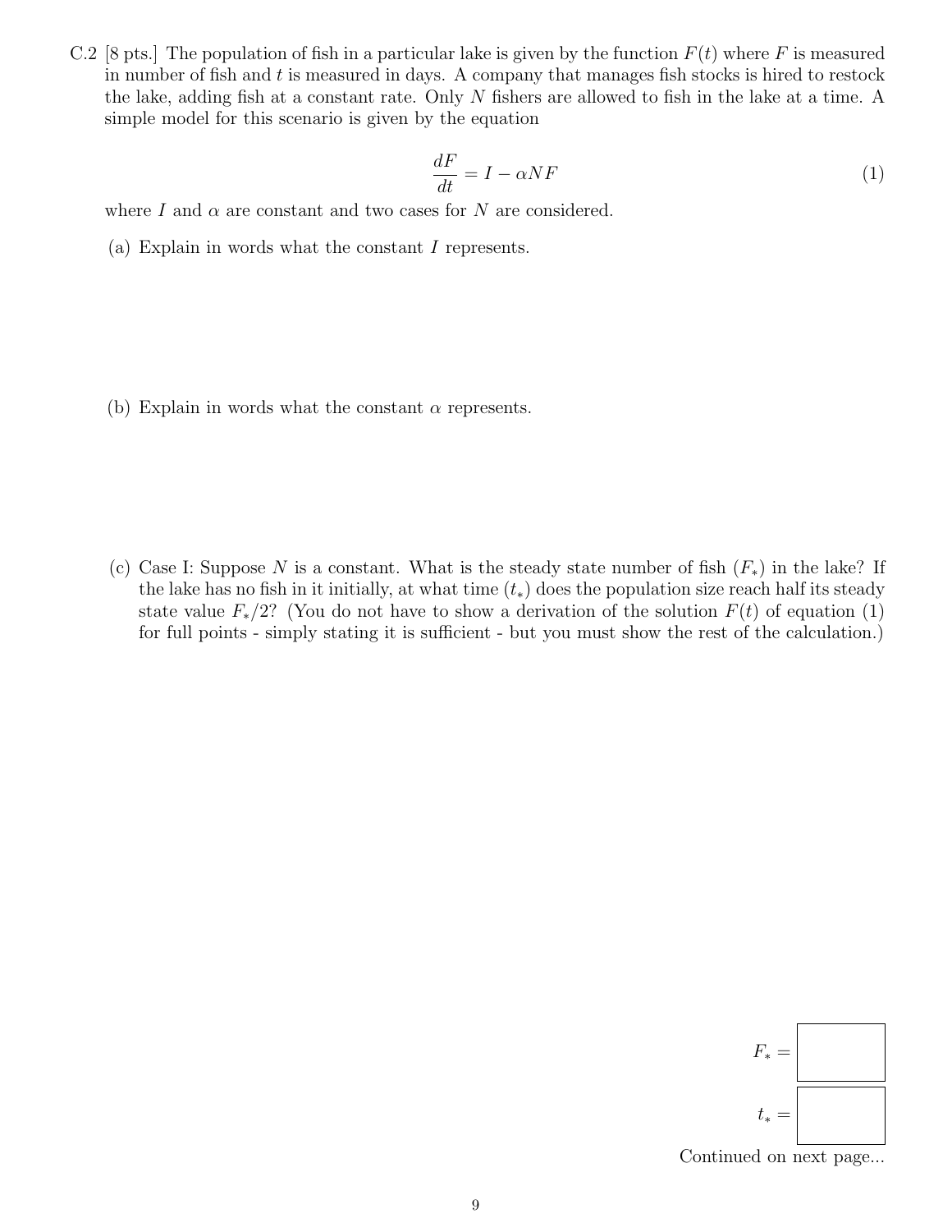C.2 [8 pts.] The population of fish in a particular lake is given by the function $F(t)$ where $F$ is measured in number of fish and $t$ is measured in days. A company that manages fish stocks is hired to restock the lake, adding fish at a constant rate. Only $N$ fishers are allowed to fish in the lake at a time. A simple model for this scenario is given by the equation

$$\frac{dF}{dt} = I - \alpha N F \tag{1}$$

where $I$ and $\alpha$ are constant and two cases for $N$ are considered.

(a) Explain in words what the constant $I$ represents.

(b) Explain in words what the constant $\alpha$ represents.

(c) Case I: Suppose $N$ is a constant. What is the steady state number of fish ($F_*$) in the lake? If the lake has no fish in it initially, at what time ($t_*$) does the population size reach half its steady state value $F_*/2$? (You do not have to show a derivation of the solution $F(t)$ of equation (1) for full points - simply stating it is sufficient - but you must show the rest of the calculation.)

$F_* =$ ☐

$t_* =$ ☐

Continued on next page...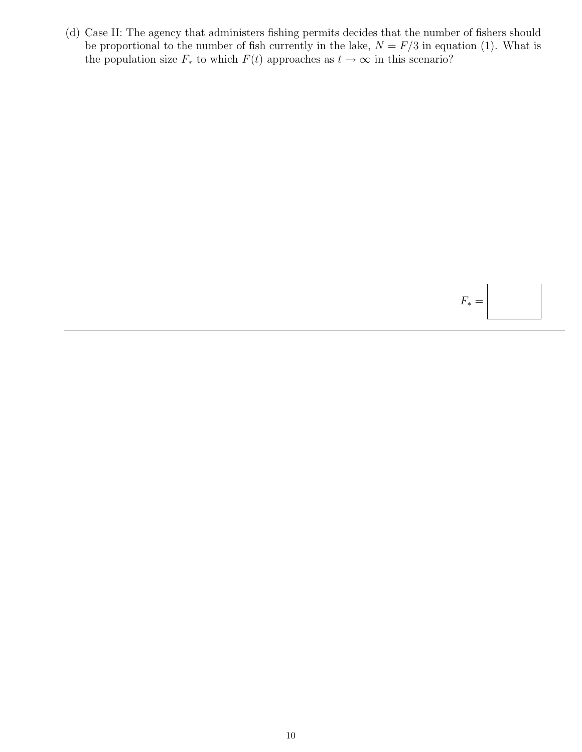(d) Case II: The agency that administers fishing permits decides that the number of fishers should be proportional to the number of fish currently in the lake, $N = F/3$ in equation (1). What is the population size $F_*$ to which $F(t)$ approaches as $t \to \infty$ in this scenario?

$F_* =$ $\boxed{\phantom{xxxx}}$

---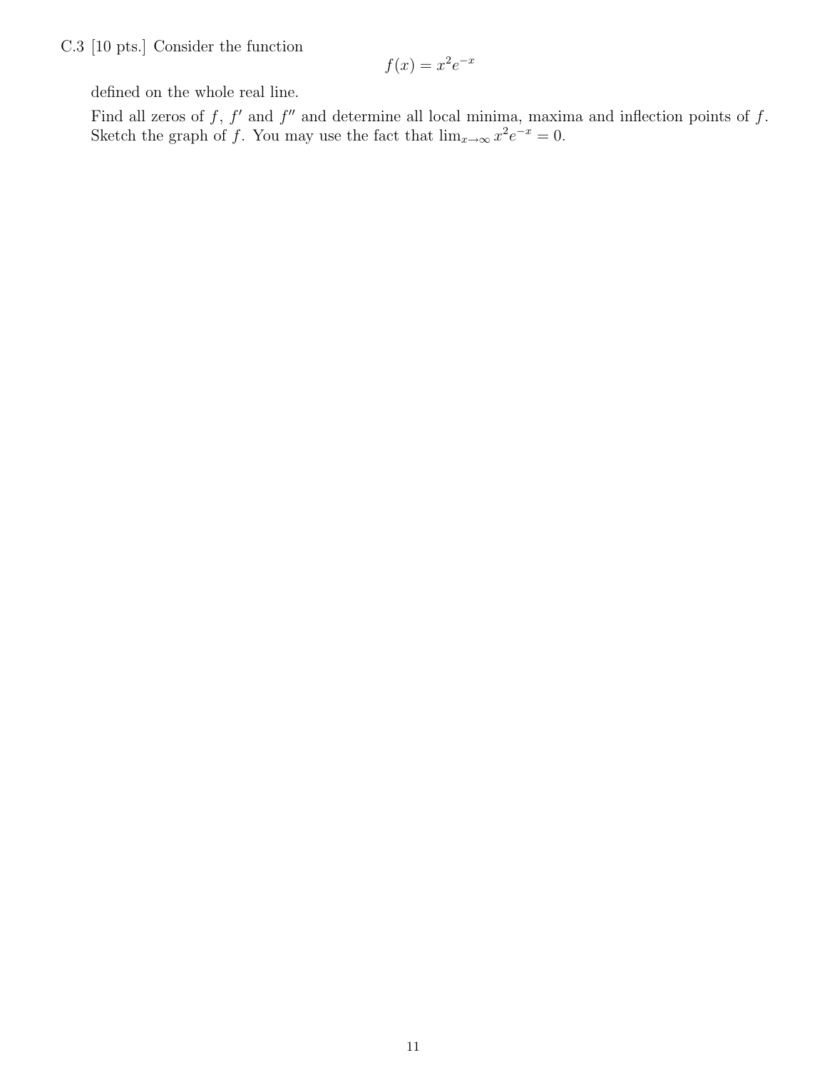C.3 [10 pts.] Consider the function

$$f(x) = x^2 e^{-x}$$

defined on the whole real line.

Find all zeros of $f$, $f'$ and $f''$ and determine all local minima, maxima and inflection points of $f$. Sketch the graph of $f$. You may use the fact that $\lim_{x\to\infty} x^2 e^{-x} = 0$.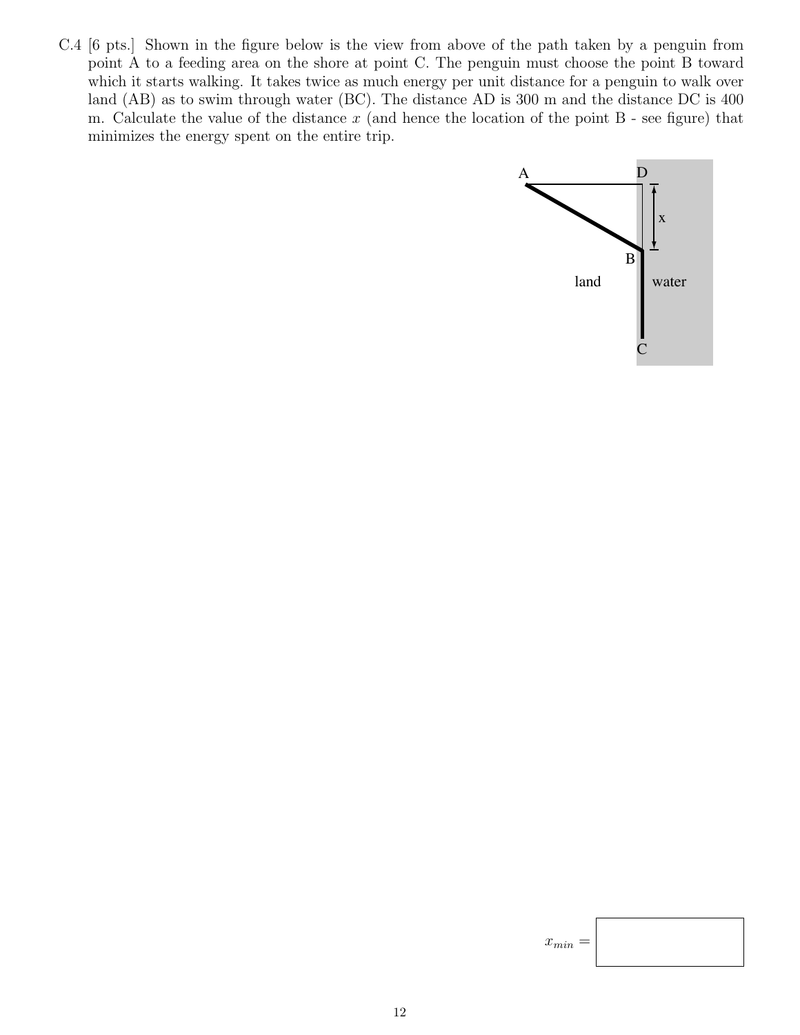C.4 [6 pts.] Shown in the figure below is the view from above of the path taken by a penguin from point A to a feeding area on the shore at point C. The penguin must choose the point B toward which it starts walking. It takes twice as much energy per unit distance for a penguin to walk over land (AB) as to swim through water (BC). The distance AD is 300 m and the distance DC is 400 m. Calculate the value of the distance $x$ (and hence the location of the point B - see figure) that minimizes the energy spent on the entire trip.

$x_{min} =$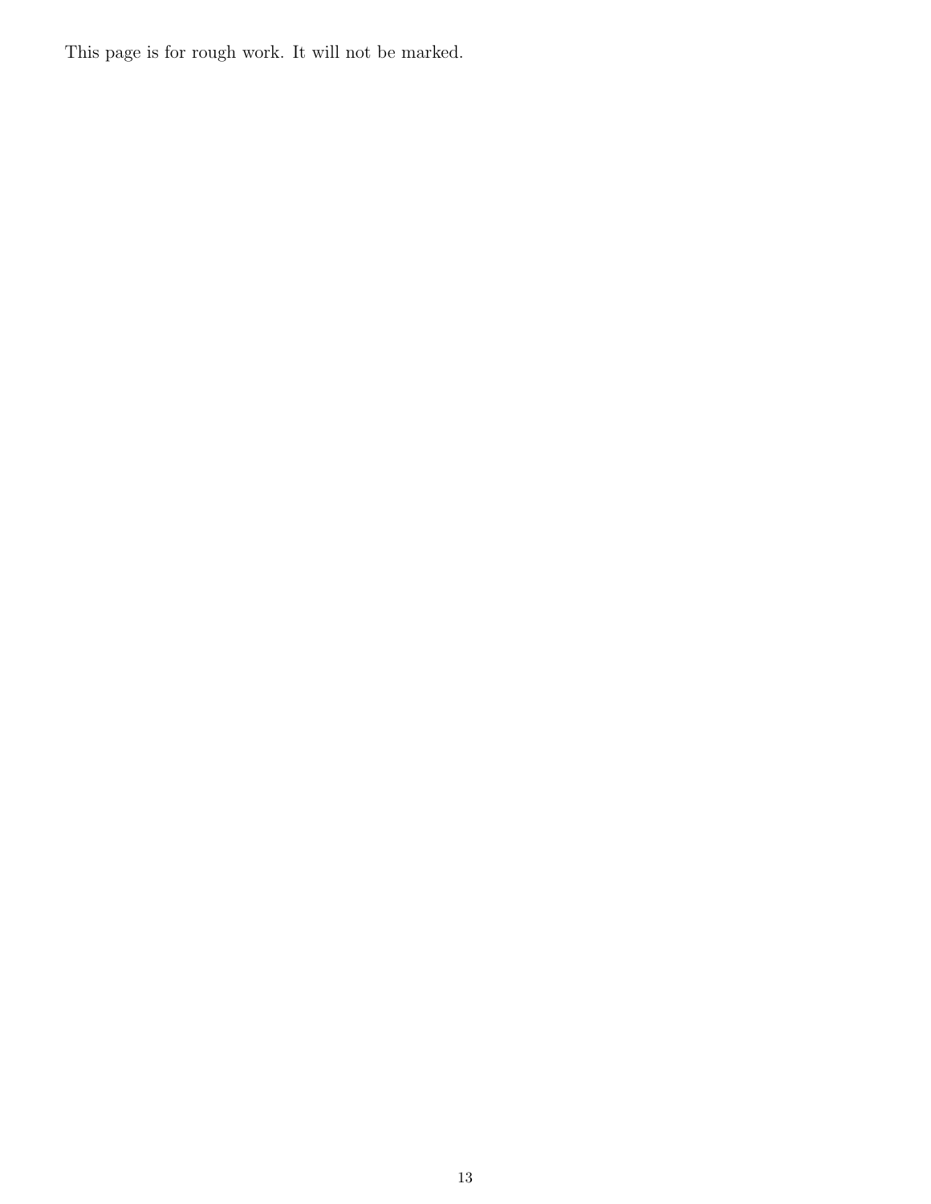This page is for rough work. It will not be marked.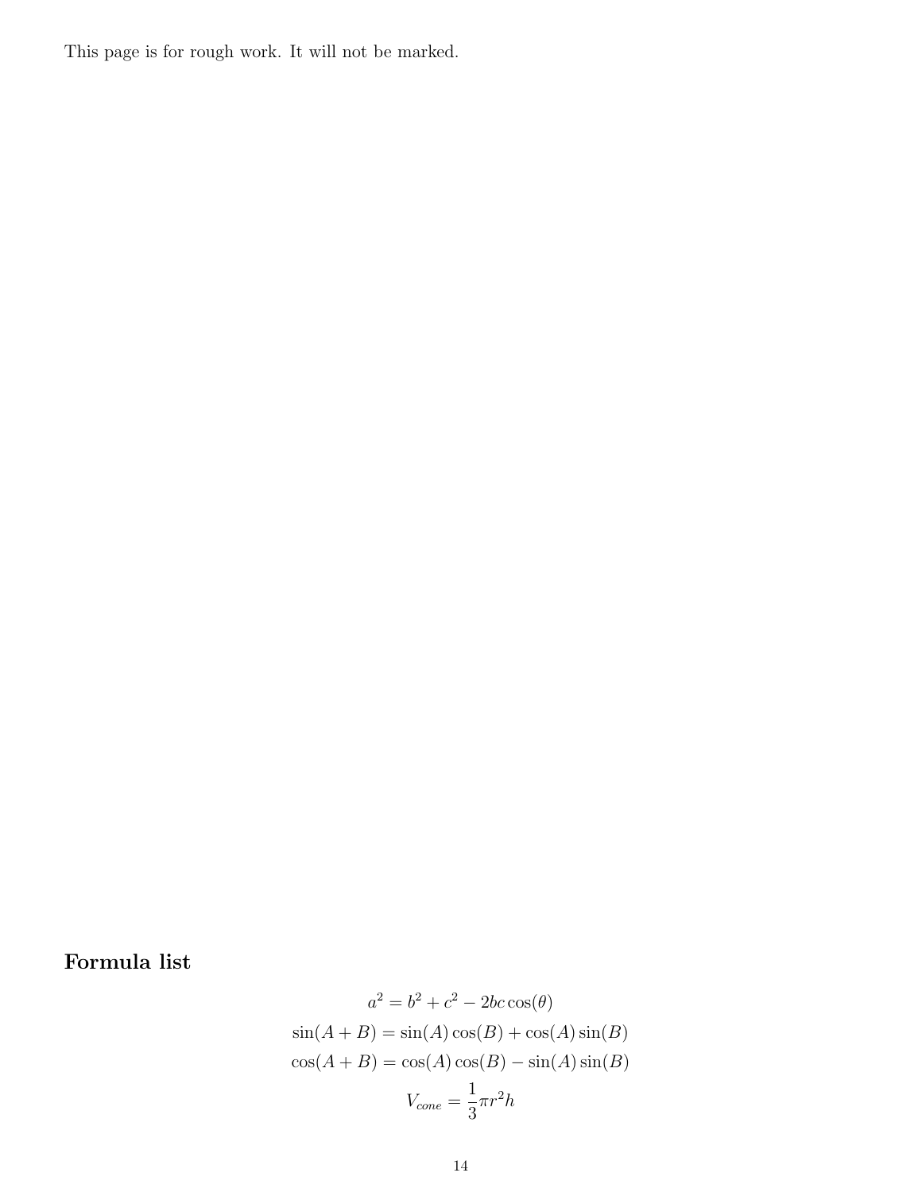This page is for rough work. It will not be marked.

## Formula list

$$a^2 = b^2 + c^2 - 2bc\cos(\theta)$$

$$\sin(A + B) = \sin(A)\cos(B) + \cos(A)\sin(B)$$

$$\cos(A + B) = \cos(A)\cos(B) - \sin(A)\sin(B)$$

$$V_{cone} = \frac{1}{3}\pi r^2 h$$